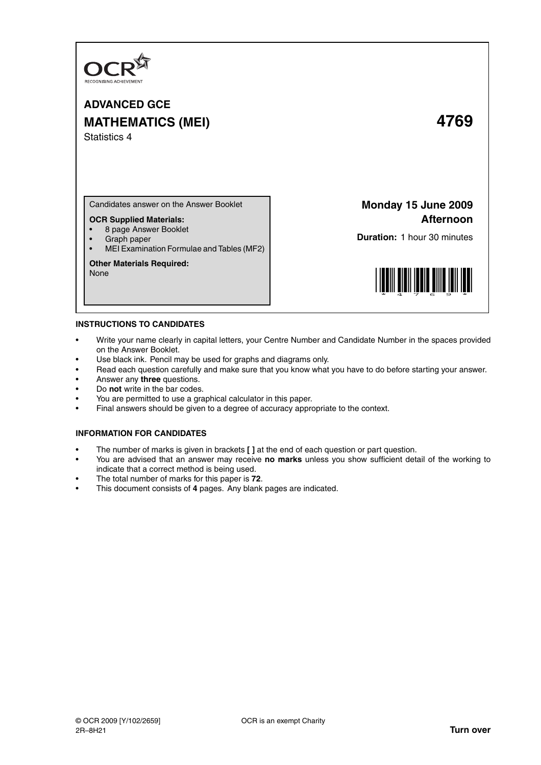OCR
RECOGNISING ACHIEVEMENT

# ADVANCED GCE

# MATHEMATICS (MEI) 4769

Statistics 4

Candidates answer on the Answer Booklet

**OCR Supplied Materials:**

- 8 page Answer Booklet
- Graph paper
- MEI Examination Formulae and Tables (MF2)

**Other Materials Required:**
None

**Monday 15 June 2009**
**Afternoon**

**Duration:** 1 hour 30 minutes

## INSTRUCTIONS TO CANDIDATES

- Write your name clearly in capital letters, your Centre Number and Candidate Number in the spaces provided on the Answer Booklet.
- Use black ink. Pencil may be used for graphs and diagrams only.
- Read each question carefully and make sure that you know what you have to do before starting your answer.
- Answer any **three** questions.
- Do **not** write in the bar codes.
- You are permitted to use a graphical calculator in this paper.
- Final answers should be given to a degree of accuracy appropriate to the context.

## INFORMATION FOR CANDIDATES

- The number of marks is given in brackets **[ ]** at the end of each question or part question.
- You are advised that an answer may receive **no marks** unless you show sufficient detail of the working to indicate that a correct method is being used.
- The total number of marks for this paper is **72**.
- This document consists of **4** pages. Any blank pages are indicated.

© OCR 2009 [Y/102/2659] OCR is an exempt Charity
2R–8H21 **Turn over**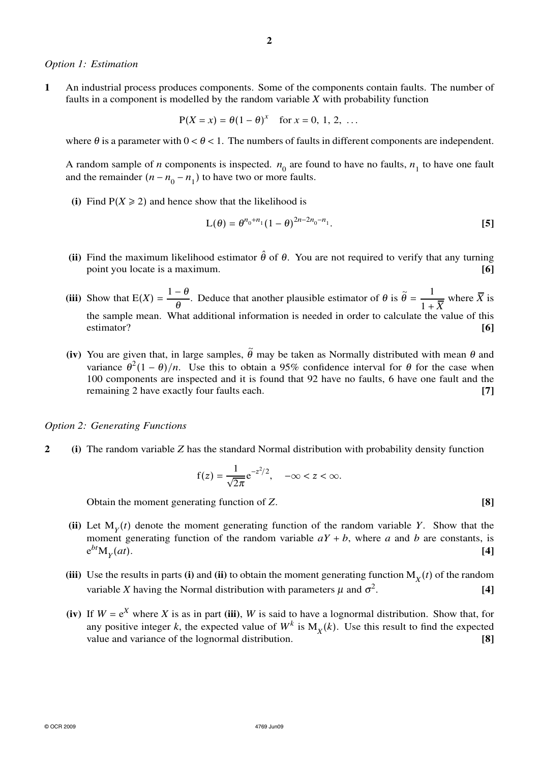*Option 1: Estimation*

**1** An industrial process produces components. Some of the components contain faults. The number of faults in a component is modelled by the random variable $X$ with probability function

$$\mathrm{P}(X = x) = \theta(1-\theta)^x \quad \text{for } x = 0, 1, 2, \ldots$$

where $\theta$ is a parameter with $0 < \theta < 1$. The numbers of faults in different components are independent.

A random sample of $n$ components is inspected. $n_0$ are found to have no faults, $n_1$ to have one fault and the remainder $(n - n_0 - n_1)$ to have two or more faults.

**(i)** Find $\mathrm{P}(X \geqslant 2)$ and hence show that the likelihood is

$$\mathrm{L}(\theta) = \theta^{n_0+n_1}(1-\theta)^{2n-2n_0-n_1}. \qquad \textbf{[5]}$$

**(ii)** Find the maximum likelihood estimator $\hat{\theta}$ of $\theta$. You are not required to verify that any turning point you locate is a maximum. **[6]**

**(iii)** Show that $\mathrm{E}(X) = \dfrac{1-\theta}{\theta}$. Deduce that another plausible estimator of $\theta$ is $\tilde{\theta} = \dfrac{1}{1+\overline{X}}$ where $\overline{X}$ is the sample mean. What additional information is needed in order to calculate the value of this estimator? **[6]**

**(iv)** You are given that, in large samples, $\tilde{\theta}$ may be taken as Normally distributed with mean $\theta$ and variance $\theta^2(1-\theta)/n$. Use this to obtain a 95% confidence interval for $\theta$ for the case when 100 components are inspected and it is found that 92 have no faults, 6 have one fault and the remaining 2 have exactly four faults each. **[7]**

*Option 2: Generating Functions*

**2** **(i)** The random variable $Z$ has the standard Normal distribution with probability density function

$$\mathrm{f}(z) = \frac{1}{\sqrt{2\pi}}\mathrm{e}^{-z^2/2}, \quad -\infty < z < \infty.$$

Obtain the moment generating function of $Z$. **[8]**

**(ii)** Let $\mathrm{M}_Y(t)$ denote the moment generating function of the random variable $Y$. Show that the moment generating function of the random variable $aY + b$, where $a$ and $b$ are constants, is $\mathrm{e}^{bt}\mathrm{M}_Y(at)$. **[4]**

**(iii)** Use the results in parts **(i)** and **(ii)** to obtain the moment generating function $\mathrm{M}_X(t)$ of the random variable $X$ having the Normal distribution with parameters $\mu$ and $\sigma^2$. **[4]**

**(iv)** If $W = \mathrm{e}^X$ where $X$ is as in part **(iii)**, $W$ is said to have a lognormal distribution. Show that, for any positive integer $k$, the expected value of $W^k$ is $\mathrm{M}_X(k)$. Use this result to find the expected value and variance of the lognormal distribution. **[8]**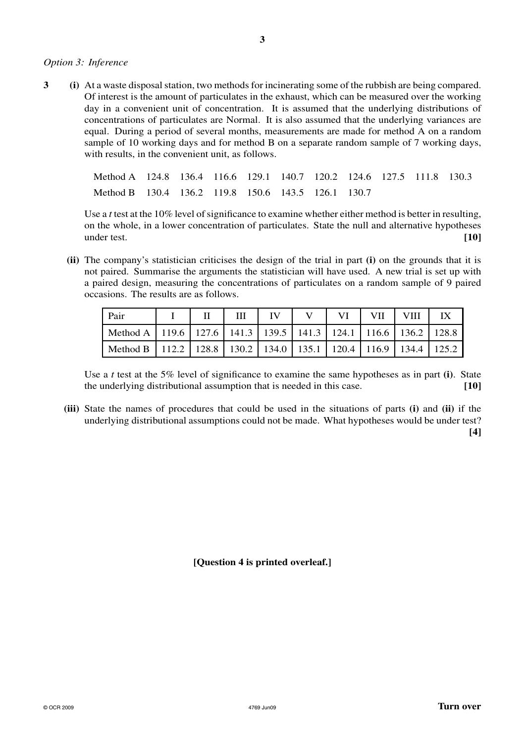*Option 3: Inference*

**3** **(i)** At a waste disposal station, two methods for incinerating some of the rubbish are being compared. Of interest is the amount of particulates in the exhaust, which can be measured over the working day in a convenient unit of concentration. It is assumed that the underlying distributions of concentrations of particulates are Normal. It is also assumed that the underlying variances are equal. During a period of several months, measurements are made for method A on a random sample of 10 working days and for method B on a separate random sample of 7 working days, with results, in the convenient unit, as follows.

| | | | | | | | | | | |
|---|---|---|---|---|---|---|---|---|---|---|
| Method A | 124.8 | 136.4 | 116.6 | 129.1 | 140.7 | 120.2 | 124.6 | 127.5 | 111.8 | 130.3 |
| Method B | 130.4 | 136.2 | 119.8 | 150.6 | 143.5 | 126.1 | 130.7 | | | |

Use a *t* test at the 10% level of significance to examine whether either method is better in resulting, on the whole, in a lower concentration of particulates. State the null and alternative hypotheses under test. **[10]**

**(ii)** The company's statistician criticises the design of the trial in part **(i)** on the grounds that it is not paired. Summarise the arguments the statistician will have used. A new trial is set up with a paired design, measuring the concentrations of particulates on a random sample of 9 paired occasions. The results are as follows.

| Pair | I | II | III | IV | V | VI | VII | VIII | IX |
|---|---|---|---|---|---|---|---|---|---|
| Method A | 119.6 | 127.6 | 141.3 | 139.5 | 141.3 | 124.1 | 116.6 | 136.2 | 128.8 |
| Method B | 112.2 | 128.8 | 130.2 | 134.0 | 135.1 | 120.4 | 116.9 | 134.4 | 125.2 |

Use a *t* test at the 5% level of significance to examine the same hypotheses as in part **(i)**. State the underlying distributional assumption that is needed in this case. **[10]**

**(iii)** State the names of procedures that could be used in the situations of parts **(i)** and **(ii)** if the underlying distributional assumptions could not be made. What hypotheses would be under test? **[4]**

**[Question 4 is printed overleaf.]**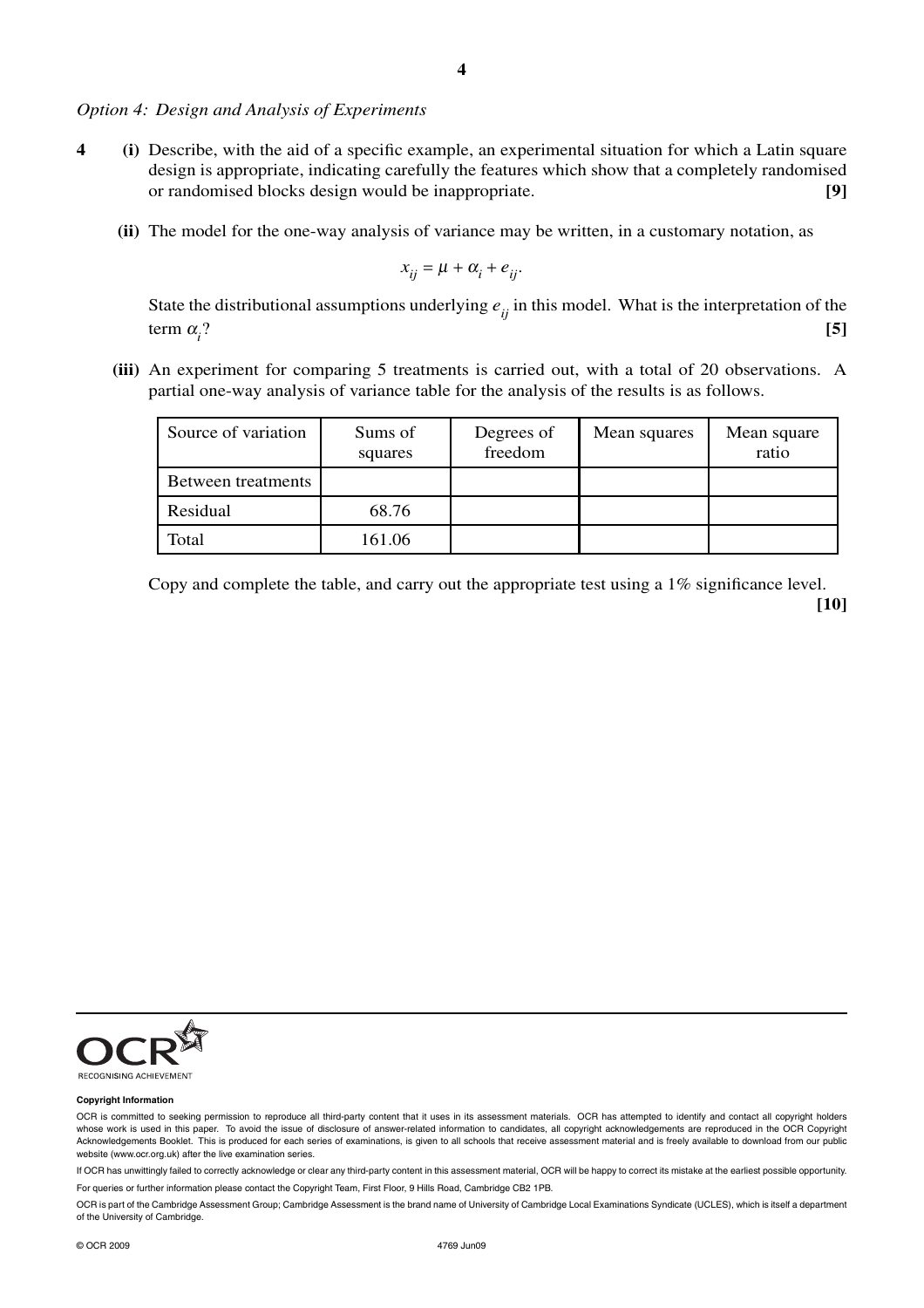*Option 4: Design and Analysis of Experiments*

**4** **(i)** Describe, with the aid of a specific example, an experimental situation for which a Latin square design is appropriate, indicating carefully the features which show that a completely randomised or randomised blocks design would be inappropriate. **[9]**

**(ii)** The model for the one-way analysis of variance may be written, in a customary notation, as

$$x_{ij} = \mu + \alpha_i + e_{ij}.$$

State the distributional assumptions underlying $e_{ij}$ in this model. What is the interpretation of the term $\alpha_i$? **[5]**

**(iii)** An experiment for comparing 5 treatments is carried out, with a total of 20 observations. A partial one-way analysis of variance table for the analysis of the results is as follows.

| Source of variation | Sums of squares | Degrees of freedom | Mean squares | Mean square ratio |
|---|---|---|---|---|
| Between treatments | | | | |
| Residual | 68.76 | | | |
| Total | 161.06 | | | |

Copy and complete the table, and carry out the appropriate test using a 1% significance level. **[10]**

**Copyright Information**

OCR is committed to seeking permission to reproduce all third-party content that it uses in its assessment materials. OCR has attempted to identify and contact all copyright holders whose work is used in this paper. To avoid the issue of disclosure of answer-related information to candidates, all copyright acknowledgements are reproduced in the OCR Copyright Acknowledgements Booklet. This is produced for each series of examinations, is given to all schools that receive assessment material and is freely available to download from our public website (www.ocr.org.uk) after the live examination series.

If OCR has unwittingly failed to correctly acknowledge or clear any third-party content in this assessment material, OCR will be happy to correct its mistake at the earliest possible opportunity.

For queries or further information please contact the Copyright Team, First Floor, 9 Hills Road, Cambridge CB2 1PB.

OCR is part of the Cambridge Assessment Group; Cambridge Assessment is the brand name of University of Cambridge Local Examinations Syndicate (UCLES), which is itself a department of the University of Cambridge.

© OCR 2009 4769 Jun09